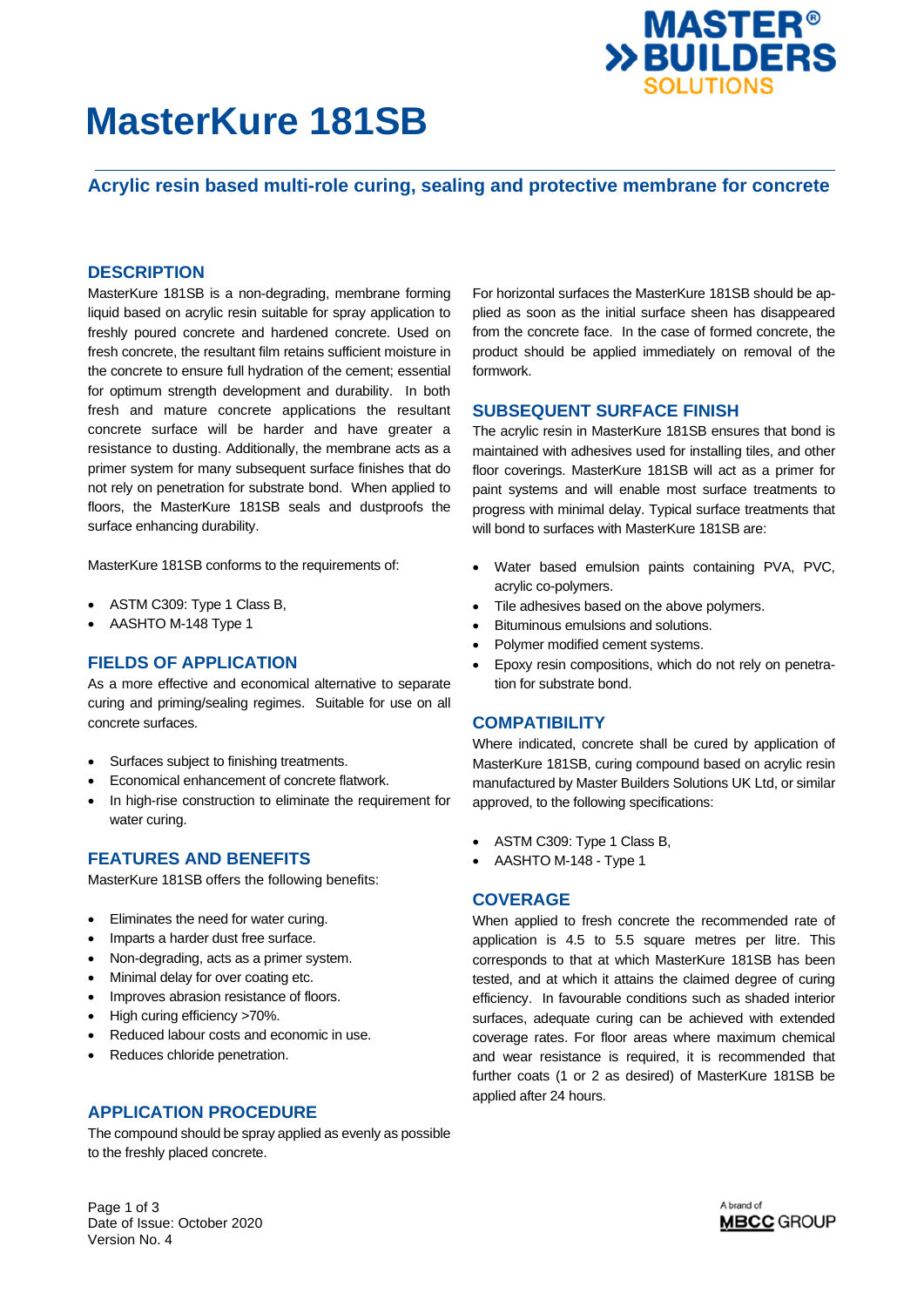# MasterKure 181SB

## Acrylic resin based multi-role curing, sealing and protective membrane for concrete

### DESCRIPTION

MasterKure 181SB is a non-degrading, membrane forming liquid based on acrylic resin suitable for spray application to freshly poured concrete and hardened concrete. Used on fresh concrete, the resultant film retains sufficient moisture in the concrete to ensure full hydration of the cement; essential for optimum strength development and durability. In both fresh and mature concrete applications the resultant concrete surface will be harder and have greater a resistance to dusting. Additionally, the membrane acts as a primer system for many subsequent surface finishes that do not rely on penetration for substrate bond. When applied to floors, the MasterKure 181SB seals and dustproofs the surface enhancing durability.

MasterKure 181SB conforms to the requirements of:

- ASTM C309: Type 1 Class B,
- AASHTO M-148 Type 1

### FIELDS OF APPLICATION

As a more effective and economical alternative to separate curing and priming/sealing regimes. Suitable for use on all concrete surfaces.

- Surfaces subject to finishing treatments.
- Economical enhancement of concrete flatwork.
- In high-rise construction to eliminate the requirement for water curing.

### FEATURES AND BENEFITS

MasterKure 181SB offers the following benefits:

- Eliminates the need for water curing.
- Imparts a harder dust free surface.
- Non-degrading, acts as a primer system.
- Minimal delay for over coating etc.
- Improves abrasion resistance of floors.
- High curing efficiency >70%.
- Reduced labour costs and economic in use.
- Reduces chloride penetration.

### APPLICATION PROCEDURE

The compound should be spray applied as evenly as possible to the freshly placed concrete.

For horizontal surfaces the MasterKure 181SB should be applied as soon as the initial surface sheen has disappeared from the concrete face. In the case of formed concrete, the product should be applied immediately on removal of the formwork.

### SUBSEQUENT SURFACE FINISH

The acrylic resin in MasterKure 181SB ensures that bond is maintained with adhesives used for installing tiles, and other floor coverings. MasterKure 181SB will act as a primer for paint systems and will enable most surface treatments to progress with minimal delay. Typical surface treatments that will bond to surfaces with MasterKure 181SB are:

- Water based emulsion paints containing PVA, PVC, acrylic co-polymers.
- Tile adhesives based on the above polymers.
- Bituminous emulsions and solutions.
- Polymer modified cement systems.
- Epoxy resin compositions, which do not rely on penetration for substrate bond.

### COMPATIBILITY

Where indicated, concrete shall be cured by application of MasterKure 181SB, curing compound based on acrylic resin manufactured by Master Builders Solutions UK Ltd, or similar approved, to the following specifications:

- ASTM C309: Type 1 Class B,
- AASHTO M-148 - Type 1

### COVERAGE

When applied to fresh concrete the recommended rate of application is 4.5 to 5.5 square metres per litre. This corresponds to that at which MasterKure 181SB has been tested, and at which it attains the claimed degree of curing efficiency. In favourable conditions such as shaded interior surfaces, adequate curing can be achieved with extended coverage rates. For floor areas where maximum chemical and wear resistance is required, it is recommended that further coats (1 or 2 as desired) of MasterKure 181SB be applied after 24 hours.

Date of Issue: October 2020
Version No. 4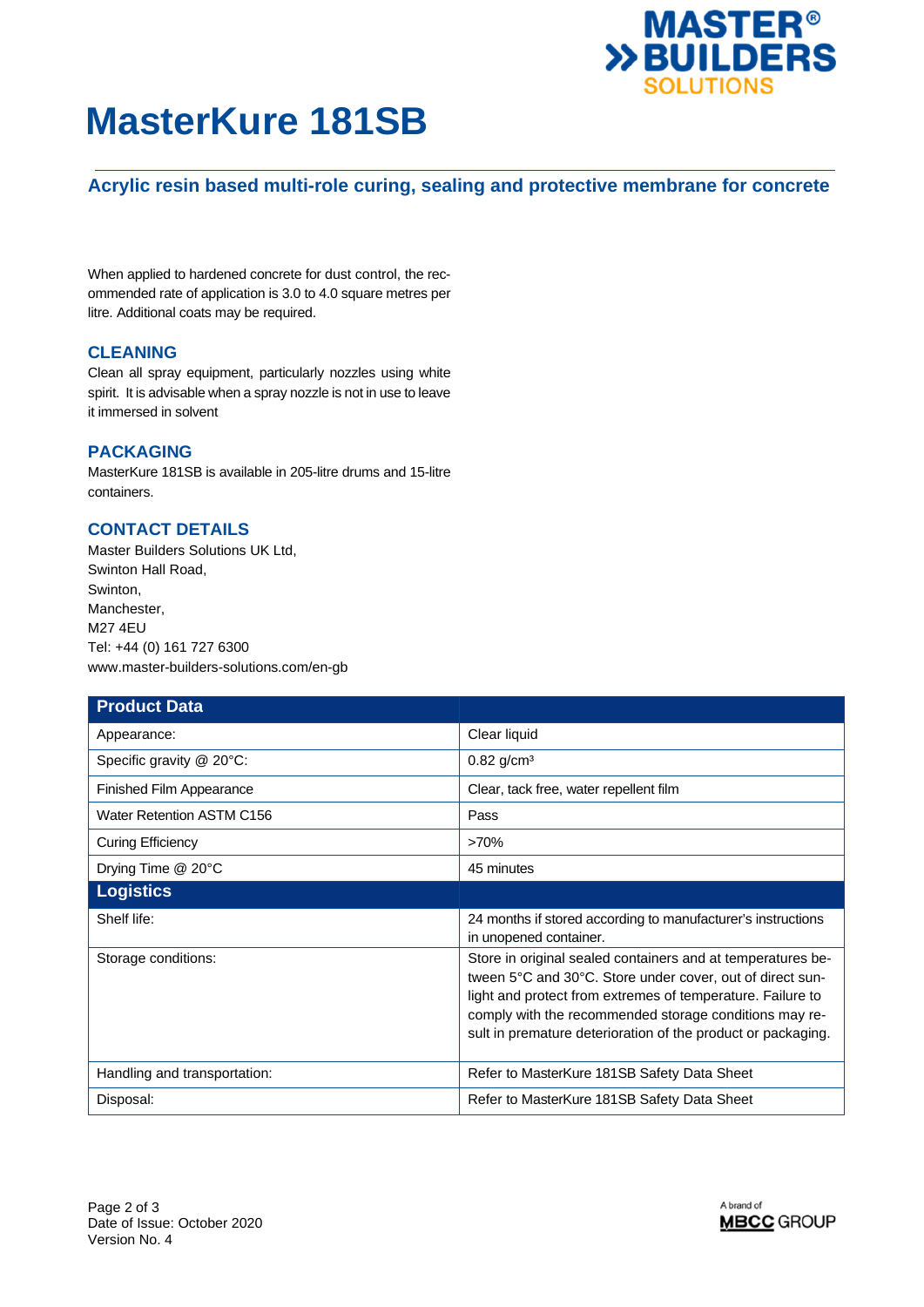# MasterKure 181SB

## Acrylic resin based multi-role curing, sealing and protective membrane for concrete

When applied to hardened concrete for dust control, the recommended rate of application is 3.0 to 4.0 square metres per litre. Additional coats may be required.

### CLEANING

Clean all spray equipment, particularly nozzles using white spirit. It is advisable when a spray nozzle is not in use to leave it immersed in solvent

### PACKAGING

MasterKure 181SB is available in 205-litre drums and 15-litre containers.

### CONTACT DETAILS

Master Builders Solutions UK Ltd,
Swinton Hall Road,
Swinton,
Manchester,
M27 4EU
Tel: +44 (0) 161 727 6300
www.master-builders-solutions.com/en-gb

| **Product Data** | |
|---|---|
| Appearance: | Clear liquid |
| Specific gravity @ 20°C: | 0.82 g/cm³ |
| Finished Film Appearance | Clear, tack free, water repellent film |
| Water Retention ASTM C156 | Pass |
| Curing Efficiency | >70% |
| Drying Time @ 20°C | 45 minutes |
| **Logistics** | |
| Shelf life: | 24 months if stored according to manufacturer's instructions in unopened container. |
| Storage conditions: | Store in original sealed containers and at temperatures between 5°C and 30°C. Store under cover, out of direct sunlight and protect from extremes of temperature. Failure to comply with the recommended storage conditions may result in premature deterioration of the product or packaging. |
| Handling and transportation: | Refer to MasterKure 181SB Safety Data Sheet |
| Disposal: | Refer to MasterKure 181SB Safety Data Sheet |

Date of Issue: October 2020
Version No. 4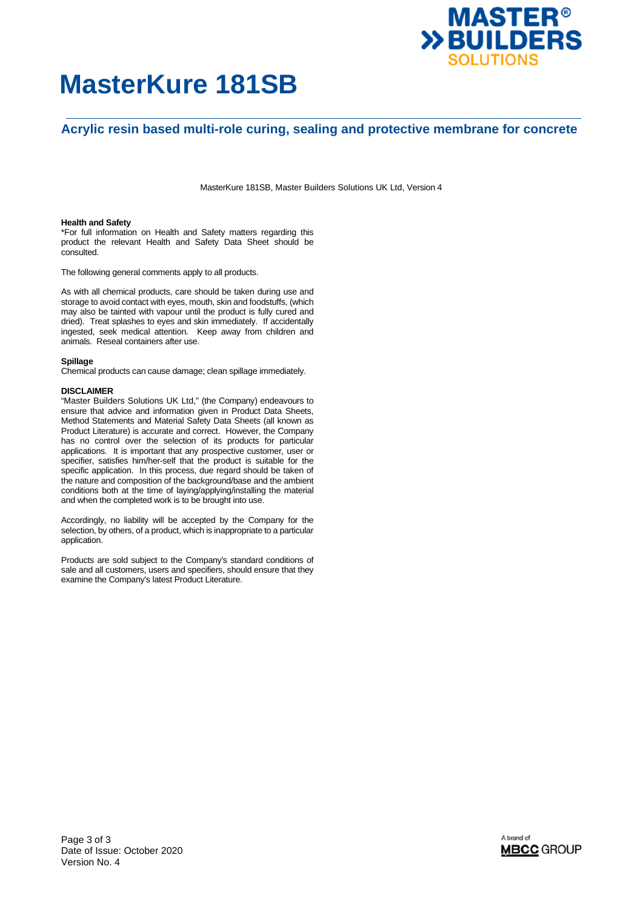# MasterKure 181SB

## Acrylic resin based multi-role curing, sealing and protective membrane for concrete

MasterKure 181SB, Master Builders Solutions UK Ltd, Version 4

**Health and Safety**
*For full information on Health and Safety matters regarding this product the relevant Health and Safety Data Sheet should be consulted.

The following general comments apply to all products.

As with all chemical products, care should be taken during use and storage to avoid contact with eyes, mouth, skin and foodstuffs, (which may also be tainted with vapour until the product is fully cured and dried). Treat splashes to eyes and skin immediately. If accidentally ingested, seek medical attention. Keep away from children and animals. Reseal containers after use.

**Spillage**
Chemical products can cause damage; clean spillage immediately.

**DISCLAIMER**
"Master Builders Solutions UK Ltd," (the Company) endeavours to ensure that advice and information given in Product Data Sheets, Method Statements and Material Safety Data Sheets (all known as Product Literature) is accurate and correct. However, the Company has no control over the selection of its products for particular applications. It is important that any prospective customer, user or specifier, satisfies him/her-self that the product is suitable for the specific application. In this process, due regard should be taken of the nature and composition of the background/base and the ambient conditions both at the time of laying/applying/installing the material and when the completed work is to be brought into use.

Accordingly, no liability will be accepted by the Company for the selection, by others, of a product, which is inappropriate to a particular application.

Products are sold subject to the Company's standard conditions of sale and all customers, users and specifiers, should ensure that they examine the Company's latest Product Literature.

Date of Issue: October 2020
Version No. 4